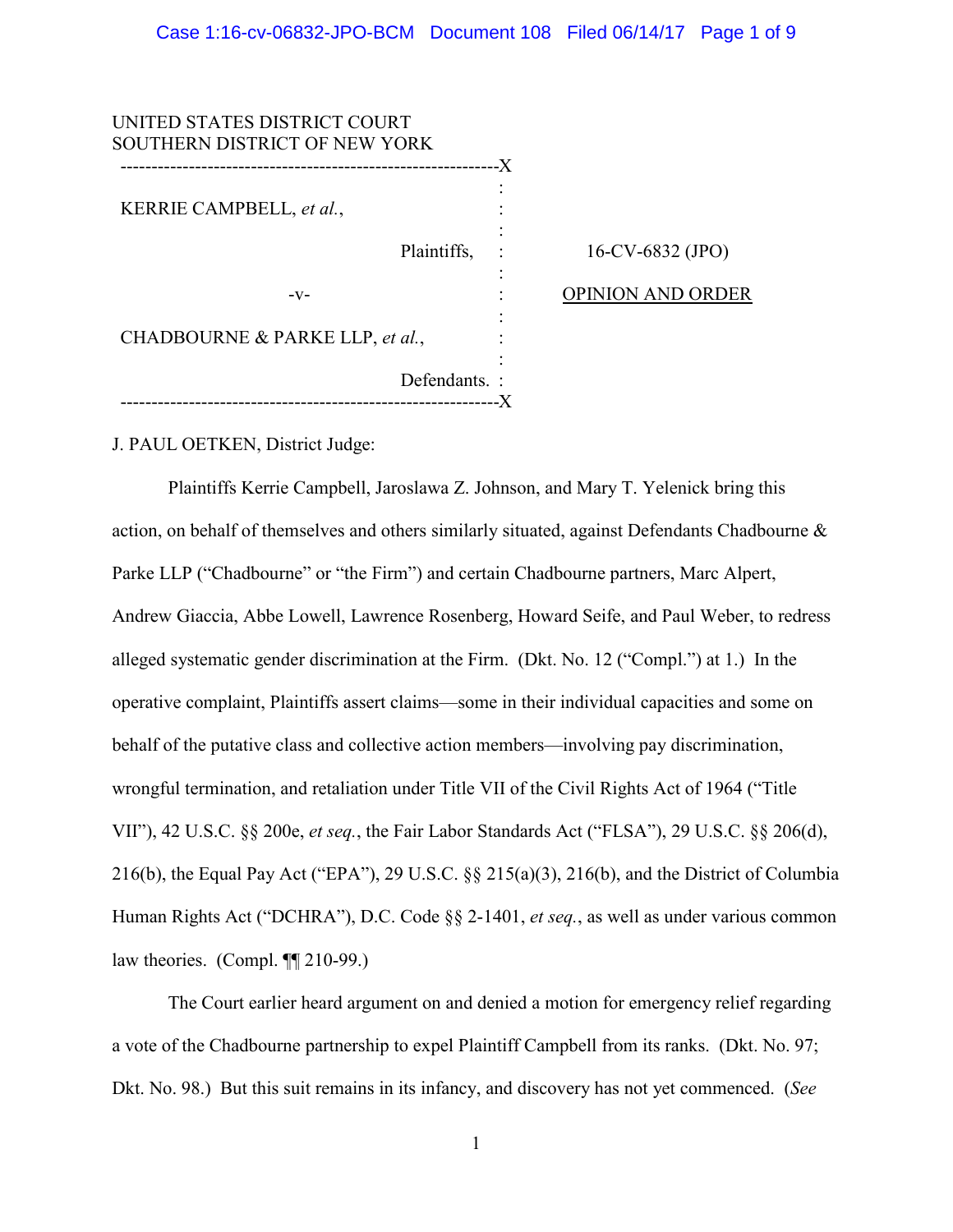UNITED STATES DISTRICT COURT
SOUTHERN DISTRICT OF NEW YORK

---

KERRIE CAMPBELL, *et al.*,

Plaintiffs,

-v-

CHADBOURNE & PARKE LLP, *et al.*,

Defendants.

---

16-CV-6832 (JPO)

OPINION AND ORDER

J. PAUL OETKEN, District Judge:

Plaintiffs Kerrie Campbell, Jaroslawa Z. Johnson, and Mary T. Yelenick bring this action, on behalf of themselves and others similarly situated, against Defendants Chadbourne & Parke LLP ("Chadbourne" or "the Firm") and certain Chadbourne partners, Marc Alpert, Andrew Giaccia, Abbe Lowell, Lawrence Rosenberg, Howard Seife, and Paul Weber, to redress alleged systematic gender discrimination at the Firm. (Dkt. No. 12 ("Compl.") at 1.) In the operative complaint, Plaintiffs assert claims—some in their individual capacities and some on behalf of the putative class and collective action members—involving pay discrimination, wrongful termination, and retaliation under Title VII of the Civil Rights Act of 1964 ("Title VII"), 42 U.S.C. §§ 200e, *et seq.*, the Fair Labor Standards Act ("FLSA"), 29 U.S.C. §§ 206(d), 216(b), the Equal Pay Act ("EPA"), 29 U.S.C. §§ 215(a)(3), 216(b), and the District of Columbia Human Rights Act ("DCHRA"), D.C. Code §§ 2-1401, *et seq.*, as well as under various common law theories. (Compl. ¶¶ 210-99.)

The Court earlier heard argument on and denied a motion for emergency relief regarding a vote of the Chadbourne partnership to expel Plaintiff Campbell from its ranks. (Dkt. No. 97; Dkt. No. 98.) But this suit remains in its infancy, and discovery has not yet commenced. (*See*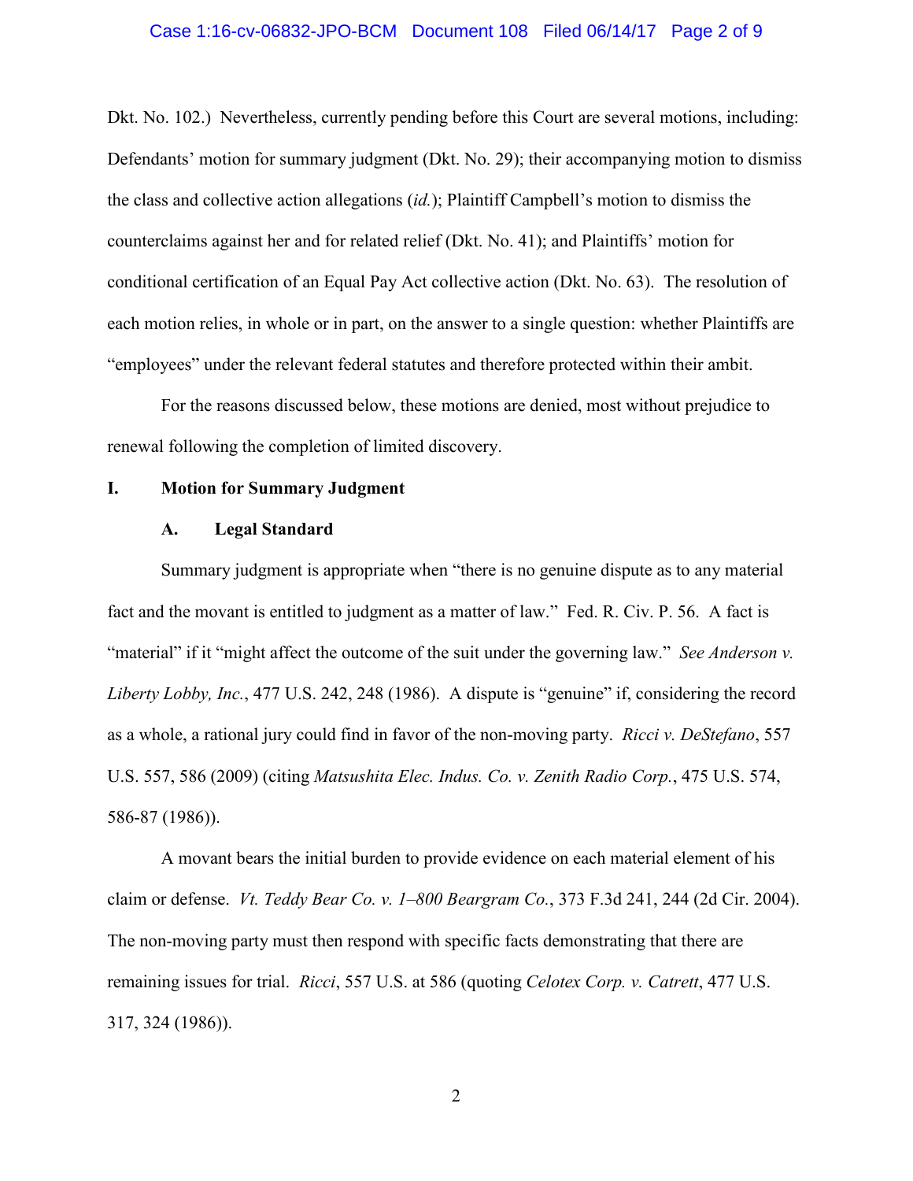Dkt. No. 102.) Nevertheless, currently pending before this Court are several motions, including: Defendants' motion for summary judgment (Dkt. No. 29); their accompanying motion to dismiss the class and collective action allegations (*id.*); Plaintiff Campbell's motion to dismiss the counterclaims against her and for related relief (Dkt. No. 41); and Plaintiffs' motion for conditional certification of an Equal Pay Act collective action (Dkt. No. 63). The resolution of each motion relies, in whole or in part, on the answer to a single question: whether Plaintiffs are "employees" under the relevant federal statutes and therefore protected within their ambit.

For the reasons discussed below, these motions are denied, most without prejudice to renewal following the completion of limited discovery.

## I. Motion for Summary Judgment

### A. Legal Standard

Summary judgment is appropriate when "there is no genuine dispute as to any material fact and the movant is entitled to judgment as a matter of law." Fed. R. Civ. P. 56. A fact is "material" if it "might affect the outcome of the suit under the governing law." *See Anderson v. Liberty Lobby, Inc.*, 477 U.S. 242, 248 (1986). A dispute is "genuine" if, considering the record as a whole, a rational jury could find in favor of the non-moving party. *Ricci v. DeStefano*, 557 U.S. 557, 586 (2009) (citing *Matsushita Elec. Indus. Co. v. Zenith Radio Corp.*, 475 U.S. 574, 586-87 (1986)).

A movant bears the initial burden to provide evidence on each material element of his claim or defense. *Vt. Teddy Bear Co. v. 1–800 Beargram Co.*, 373 F.3d 241, 244 (2d Cir. 2004). The non-moving party must then respond with specific facts demonstrating that there are remaining issues for trial. *Ricci*, 557 U.S. at 586 (quoting *Celotex Corp. v. Catrett*, 477 U.S. 317, 324 (1986)).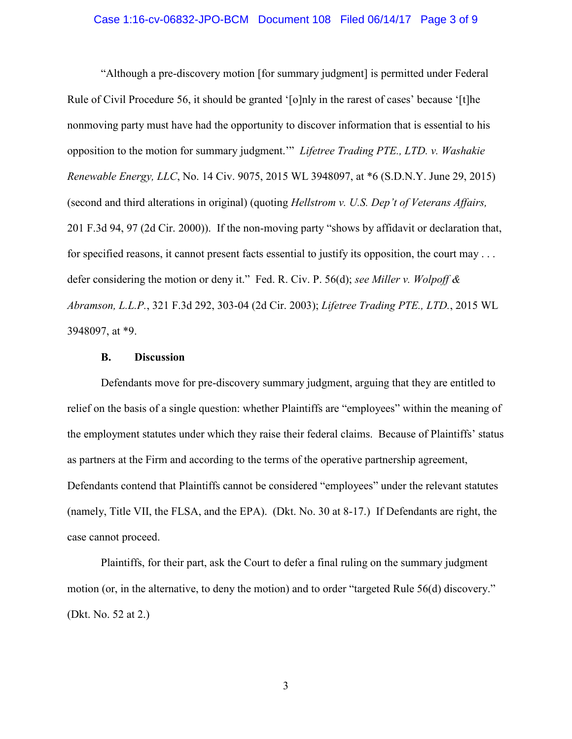"Although a pre-discovery motion [for summary judgment] is permitted under Federal Rule of Civil Procedure 56, it should be granted '[o]nly in the rarest of cases' because '[t]he nonmoving party must have had the opportunity to discover information that is essential to his opposition to the motion for summary judgment.'" *Lifetree Trading PTE., LTD. v. Washakie Renewable Energy, LLC*, No. 14 Civ. 9075, 2015 WL 3948097, at *6 (S.D.N.Y. June 29, 2015) (second and third alterations in original) (quoting *Hellstrom v. U.S. Dep't of Veterans Affairs,* 201 F.3d 94, 97 (2d Cir. 2000)). If the non-moving party "shows by affidavit or declaration that, for specified reasons, it cannot present facts essential to justify its opposition, the court may . . . defer considering the motion or deny it." Fed. R. Civ. P. 56(d); *see Miller v. Wolpoff & Abramson, L.L.P.*, 321 F.3d 292, 303-04 (2d Cir. 2003); *Lifetree Trading PTE., LTD.*, 2015 WL 3948097, at *9.

### B. Discussion

Defendants move for pre-discovery summary judgment, arguing that they are entitled to relief on the basis of a single question: whether Plaintiffs are "employees" within the meaning of the employment statutes under which they raise their federal claims. Because of Plaintiffs' status as partners at the Firm and according to the terms of the operative partnership agreement, Defendants contend that Plaintiffs cannot be considered "employees" under the relevant statutes (namely, Title VII, the FLSA, and the EPA). (Dkt. No. 30 at 8-17.) If Defendants are right, the case cannot proceed.

Plaintiffs, for their part, ask the Court to defer a final ruling on the summary judgment motion (or, in the alternative, to deny the motion) and to order "targeted Rule 56(d) discovery." (Dkt. No. 52 at 2.)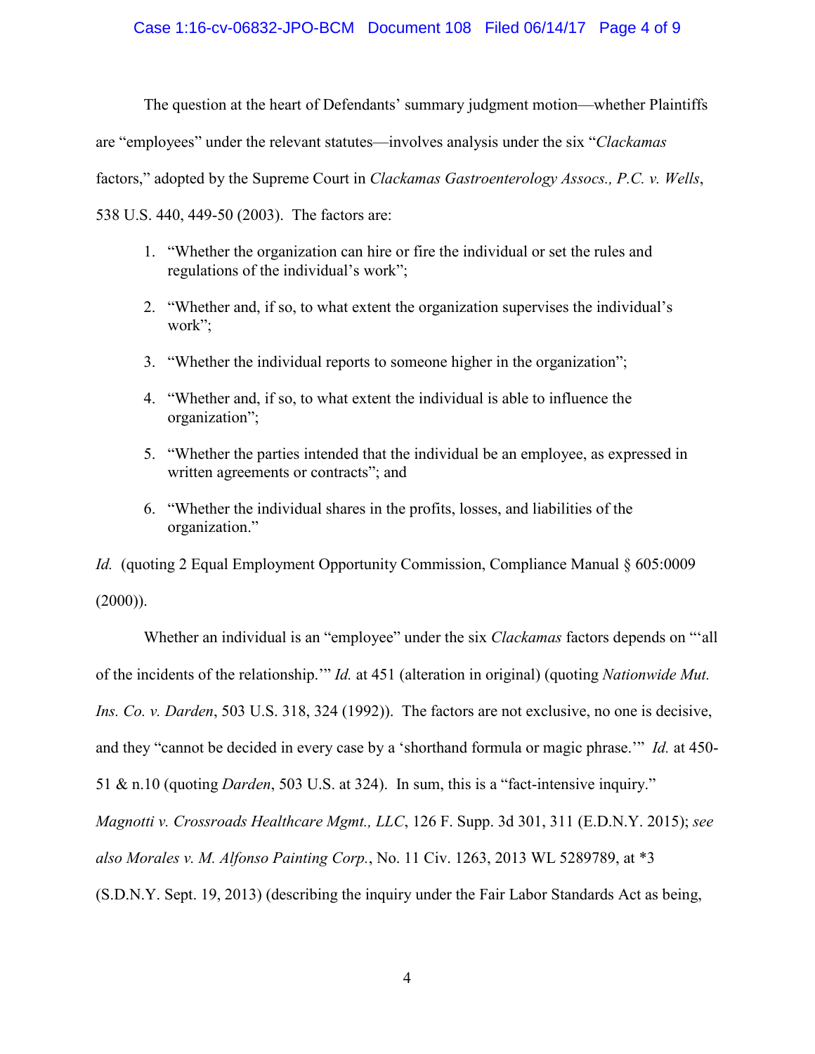The question at the heart of Defendants' summary judgment motion—whether Plaintiffs are "employees" under the relevant statutes—involves analysis under the six "*Clackamas* factors," adopted by the Supreme Court in *Clackamas Gastroenterology Assocs., P.C. v. Wells*, 538 U.S. 440, 449-50 (2003). The factors are:

1. "Whether the organization can hire or fire the individual or set the rules and regulations of the individual's work";
2. "Whether and, if so, to what extent the organization supervises the individual's work";
3. "Whether the individual reports to someone higher in the organization";
4. "Whether and, if so, to what extent the individual is able to influence the organization";
5. "Whether the parties intended that the individual be an employee, as expressed in written agreements or contracts"; and
6. "Whether the individual shares in the profits, losses, and liabilities of the organization."

*Id.* (quoting 2 Equal Employment Opportunity Commission, Compliance Manual § 605:0009 (2000)).

Whether an individual is an "employee" under the six *Clackamas* factors depends on "'all of the incidents of the relationship.'" *Id.* at 451 (alteration in original) (quoting *Nationwide Mut. Ins. Co. v. Darden*, 503 U.S. 318, 324 (1992)). The factors are not exclusive, no one is decisive, and they "cannot be decided in every case by a 'shorthand formula or magic phrase.'" *Id.* at 450-51 & n.10 (quoting *Darden*, 503 U.S. at 324). In sum, this is a "fact-intensive inquiry." *Magnotti v. Crossroads Healthcare Mgmt., LLC*, 126 F. Supp. 3d 301, 311 (E.D.N.Y. 2015); *see also Morales v. M. Alfonso Painting Corp.*, No. 11 Civ. 1263, 2013 WL 5289789, at *3 (S.D.N.Y. Sept. 19, 2013) (describing the inquiry under the Fair Labor Standards Act as being,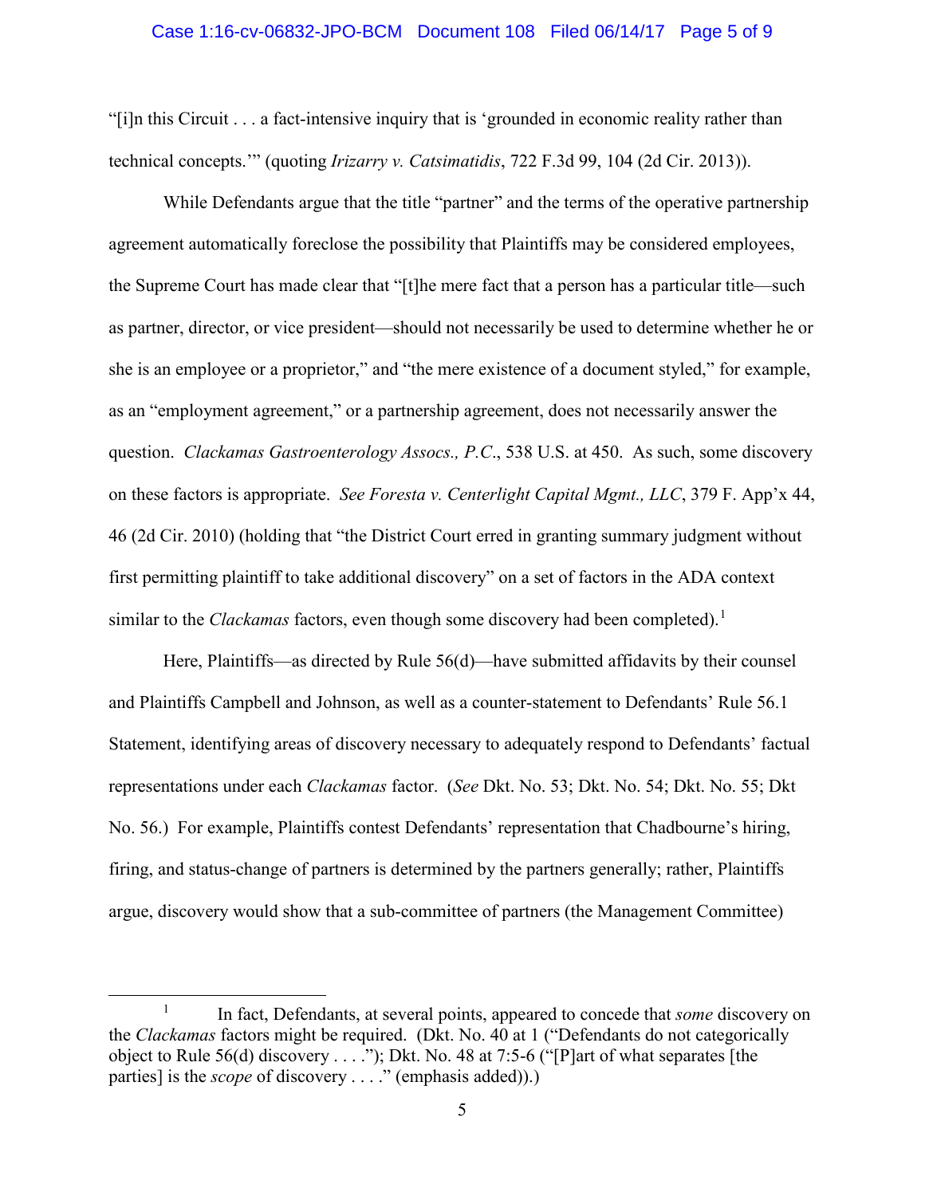"[i]n this Circuit . . . a fact-intensive inquiry that is 'grounded in economic reality rather than technical concepts.'" (quoting *Irizarry v. Catsimatidis*, 722 F.3d 99, 104 (2d Cir. 2013)).

While Defendants argue that the title "partner" and the terms of the operative partnership agreement automatically foreclose the possibility that Plaintiffs may be considered employees, the Supreme Court has made clear that "[t]he mere fact that a person has a particular title—such as partner, director, or vice president—should not necessarily be used to determine whether he or she is an employee or a proprietor," and "the mere existence of a document styled," for example, as an "employment agreement," or a partnership agreement, does not necessarily answer the question. *Clackamas Gastroenterology Assocs., P.C.*, 538 U.S. at 450. As such, some discovery on these factors is appropriate. *See Foresta v. Centerlight Capital Mgmt., LLC*, 379 F. App'x 44, 46 (2d Cir. 2010) (holding that "the District Court erred in granting summary judgment without first permitting plaintiff to take additional discovery" on a set of factors in the ADA context similar to the *Clackamas* factors, even though some discovery had been completed).[1]

Here, Plaintiffs—as directed by Rule 56(d)—have submitted affidavits by their counsel and Plaintiffs Campbell and Johnson, as well as a counter-statement to Defendants' Rule 56.1 Statement, identifying areas of discovery necessary to adequately respond to Defendants' factual representations under each *Clackamas* factor. (*See* Dkt. No. 53; Dkt. No. 54; Dkt. No. 55; Dkt No. 56.) For example, Plaintiffs contest Defendants' representation that Chadbourne's hiring, firing, and status-change of partners is determined by the partners generally; rather, Plaintiffs argue, discovery would show that a sub-committee of partners (the Management Committee)

---

[1] In fact, Defendants, at several points, appeared to concede that *some* discovery on the *Clackamas* factors might be required. (Dkt. No. 40 at 1 ("Defendants do not categorically object to Rule 56(d) discovery . . . ."); Dkt. No. 48 at 7:5-6 ("[P]art of what separates [the parties] is the *scope* of discovery . . . ." (emphasis added)).)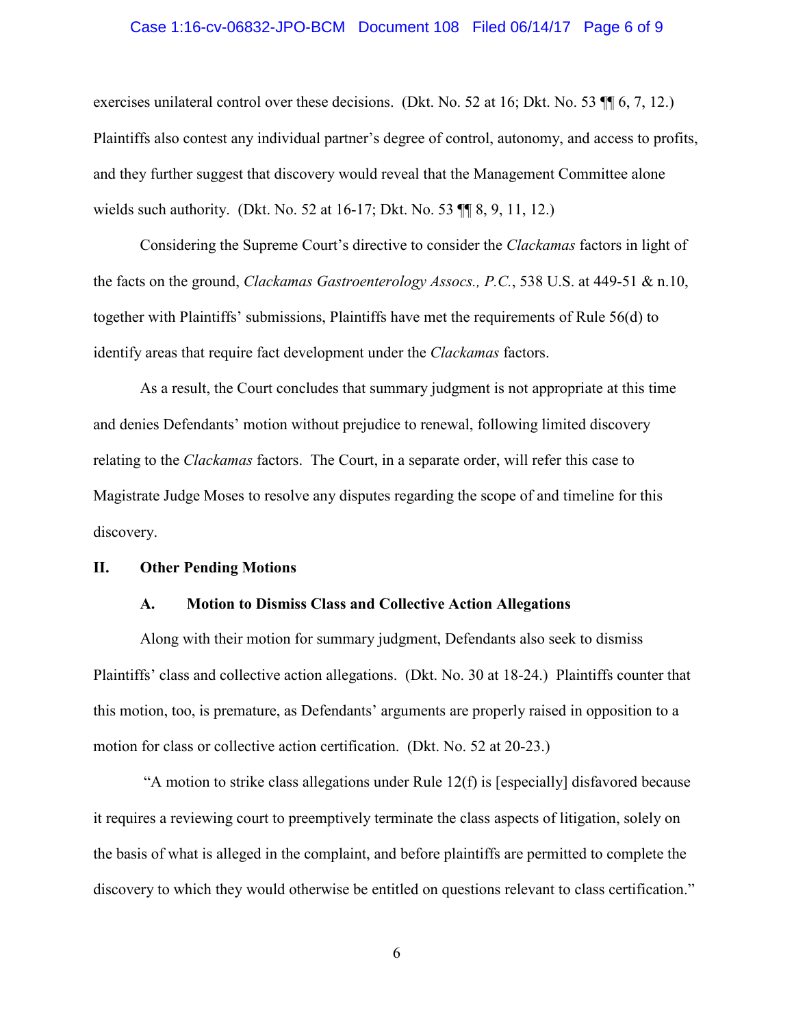exercises unilateral control over these decisions. (Dkt. No. 52 at 16; Dkt. No. 53 ¶¶ 6, 7, 12.) Plaintiffs also contest any individual partner's degree of control, autonomy, and access to profits, and they further suggest that discovery would reveal that the Management Committee alone wields such authority. (Dkt. No. 52 at 16-17; Dkt. No. 53 ¶¶ 8, 9, 11, 12.)

Considering the Supreme Court's directive to consider the *Clackamas* factors in light of the facts on the ground, *Clackamas Gastroenterology Assocs., P.C.*, 538 U.S. at 449-51 & n.10, together with Plaintiffs' submissions, Plaintiffs have met the requirements of Rule 56(d) to identify areas that require fact development under the *Clackamas* factors.

As a result, the Court concludes that summary judgment is not appropriate at this time and denies Defendants' motion without prejudice to renewal, following limited discovery relating to the *Clackamas* factors. The Court, in a separate order, will refer this case to Magistrate Judge Moses to resolve any disputes regarding the scope of and timeline for this discovery.

## II. Other Pending Motions

### A. Motion to Dismiss Class and Collective Action Allegations

Along with their motion for summary judgment, Defendants also seek to dismiss Plaintiffs' class and collective action allegations. (Dkt. No. 30 at 18-24.) Plaintiffs counter that this motion, too, is premature, as Defendants' arguments are properly raised in opposition to a motion for class or collective action certification. (Dkt. No. 52 at 20-23.)

"A motion to strike class allegations under Rule 12(f) is [especially] disfavored because it requires a reviewing court to preemptively terminate the class aspects of litigation, solely on the basis of what is alleged in the complaint, and before plaintiffs are permitted to complete the discovery to which they would otherwise be entitled on questions relevant to class certification."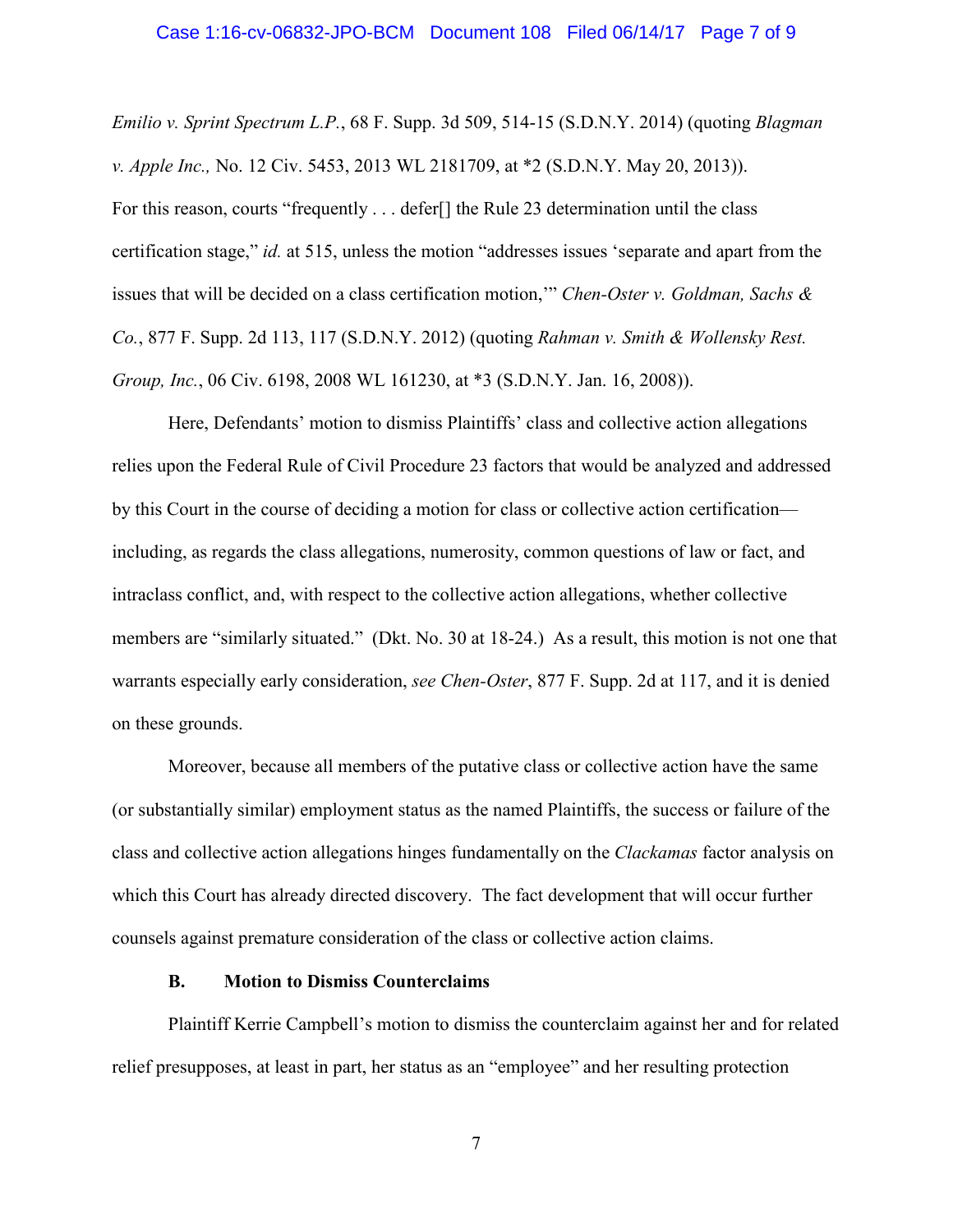*Emilio v. Sprint Spectrum L.P.*, 68 F. Supp. 3d 509, 514-15 (S.D.N.Y. 2014) (quoting *Blagman v. Apple Inc.,* No. 12 Civ. 5453, 2013 WL 2181709, at *2 (S.D.N.Y. May 20, 2013)). For this reason, courts "frequently . . . defer[] the Rule 23 determination until the class certification stage," *id.* at 515, unless the motion "addresses issues 'separate and apart from the issues that will be decided on a class certification motion,'" *Chen-Oster v. Goldman, Sachs & Co.*, 877 F. Supp. 2d 113, 117 (S.D.N.Y. 2012) (quoting *Rahman v. Smith & Wollensky Rest. Group, Inc.*, 06 Civ. 6198, 2008 WL 161230, at *3 (S.D.N.Y. Jan. 16, 2008)).

Here, Defendants' motion to dismiss Plaintiffs' class and collective action allegations relies upon the Federal Rule of Civil Procedure 23 factors that would be analyzed and addressed by this Court in the course of deciding a motion for class or collective action certification—including, as regards the class allegations, numerosity, common questions of law or fact, and intraclass conflict, and, with respect to the collective action allegations, whether collective members are "similarly situated." (Dkt. No. 30 at 18-24.) As a result, this motion is not one that warrants especially early consideration, *see Chen-Oster*, 877 F. Supp. 2d at 117, and it is denied on these grounds.

Moreover, because all members of the putative class or collective action have the same (or substantially similar) employment status as the named Plaintiffs, the success or failure of the class and collective action allegations hinges fundamentally on the *Clackamas* factor analysis on which this Court has already directed discovery. The fact development that will occur further counsels against premature consideration of the class or collective action claims.

### B. Motion to Dismiss Counterclaims

Plaintiff Kerrie Campbell's motion to dismiss the counterclaim against her and for related relief presupposes, at least in part, her status as an "employee" and her resulting protection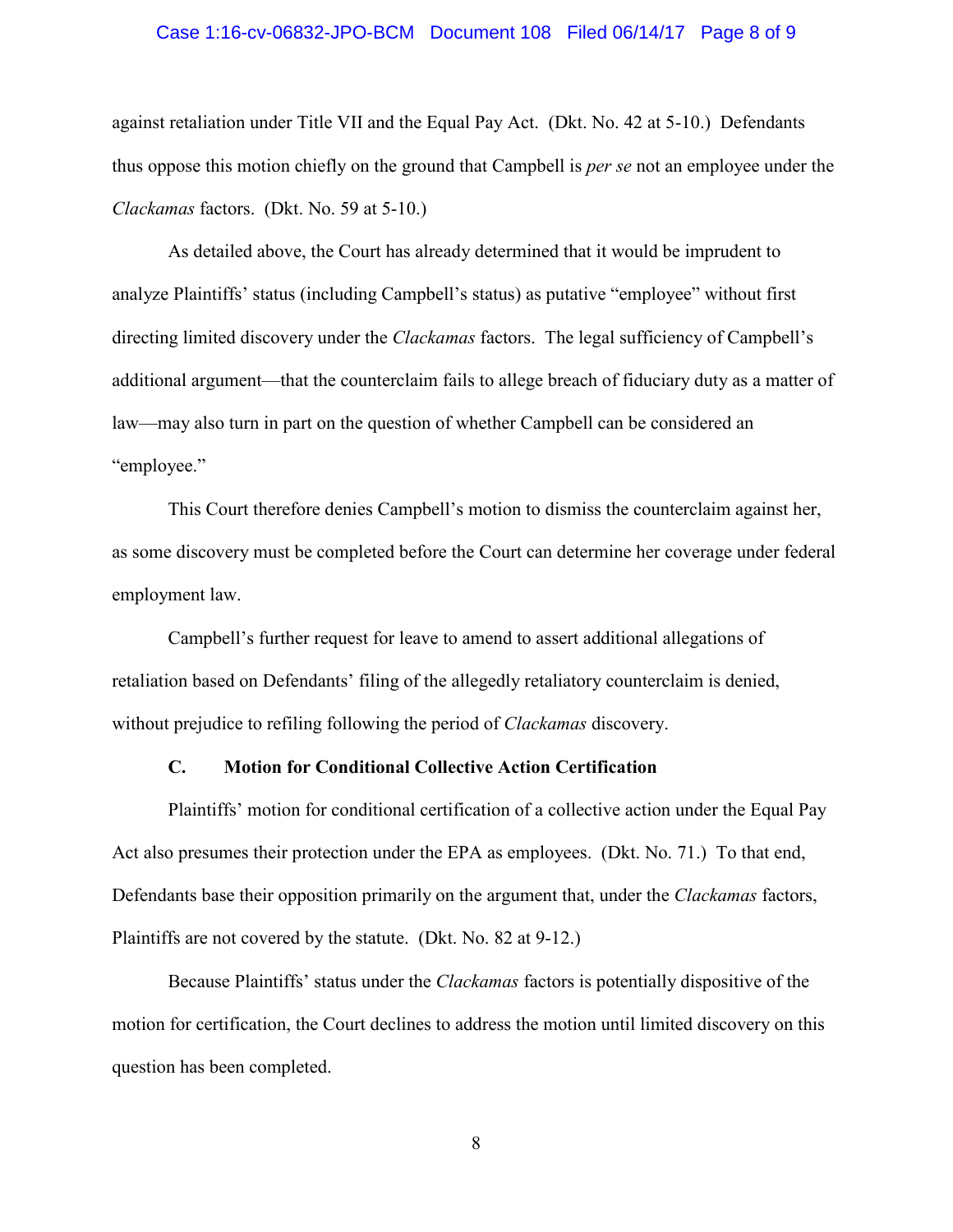against retaliation under Title VII and the Equal Pay Act. (Dkt. No. 42 at 5-10.) Defendants thus oppose this motion chiefly on the ground that Campbell is *per se* not an employee under the *Clackamas* factors. (Dkt. No. 59 at 5-10.)

As detailed above, the Court has already determined that it would be imprudent to analyze Plaintiffs' status (including Campbell's status) as putative "employee" without first directing limited discovery under the *Clackamas* factors. The legal sufficiency of Campbell's additional argument—that the counterclaim fails to allege breach of fiduciary duty as a matter of law—may also turn in part on the question of whether Campbell can be considered an "employee."

This Court therefore denies Campbell's motion to dismiss the counterclaim against her, as some discovery must be completed before the Court can determine her coverage under federal employment law.

Campbell's further request for leave to amend to assert additional allegations of retaliation based on Defendants' filing of the allegedly retaliatory counterclaim is denied, without prejudice to refiling following the period of *Clackamas* discovery.

### C. Motion for Conditional Collective Action Certification

Plaintiffs' motion for conditional certification of a collective action under the Equal Pay Act also presumes their protection under the EPA as employees. (Dkt. No. 71.) To that end, Defendants base their opposition primarily on the argument that, under the *Clackamas* factors, Plaintiffs are not covered by the statute. (Dkt. No. 82 at 9-12.)

Because Plaintiffs' status under the *Clackamas* factors is potentially dispositive of the motion for certification, the Court declines to address the motion until limited discovery on this question has been completed.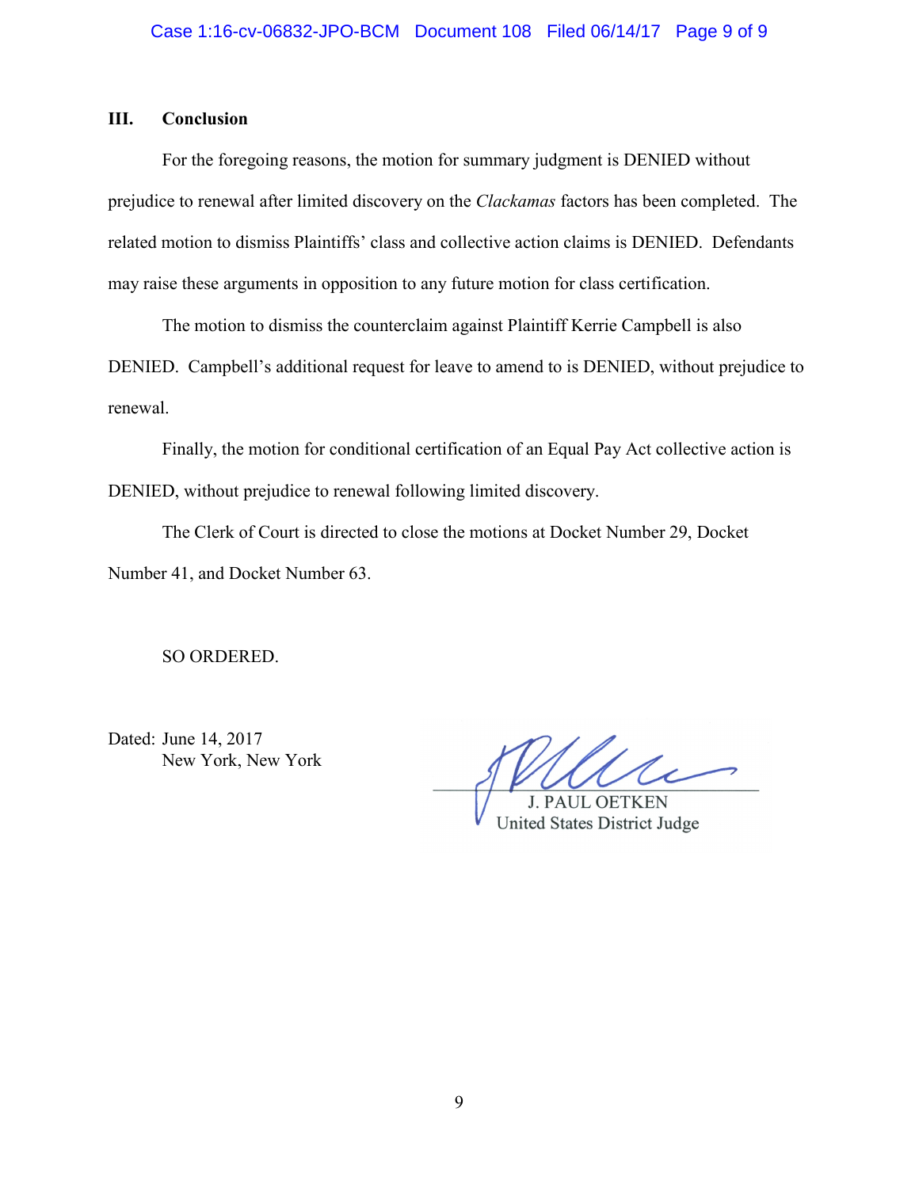## III. Conclusion

For the foregoing reasons, the motion for summary judgment is DENIED without prejudice to renewal after limited discovery on the *Clackamas* factors has been completed. The related motion to dismiss Plaintiffs' class and collective action claims is DENIED. Defendants may raise these arguments in opposition to any future motion for class certification.

The motion to dismiss the counterclaim against Plaintiff Kerrie Campbell is also DENIED. Campbell's additional request for leave to amend to is DENIED, without prejudice to renewal.

Finally, the motion for conditional certification of an Equal Pay Act collective action is DENIED, without prejudice to renewal following limited discovery.

The Clerk of Court is directed to close the motions at Docket Number 29, Docket Number 41, and Docket Number 63.

SO ORDERED.

Dated: June 14, 2017
New York, New York

J. PAUL OETKEN
United States District Judge